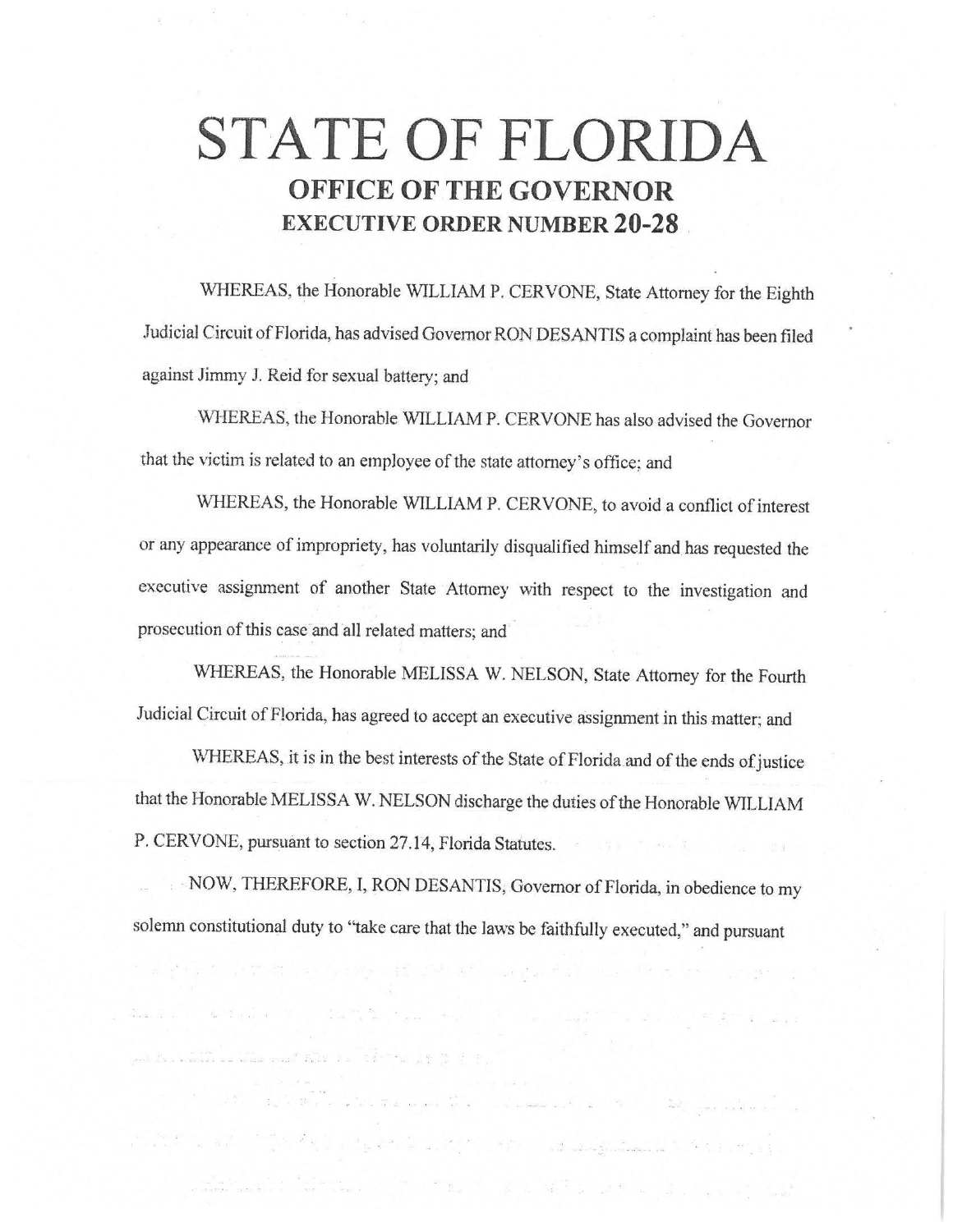# STATE OF FLORIDA

## OFFICE OF THE GOVERNOR

### EXECUTIVE ORDER NUMBER 20-28

WHEREAS, the Honorable WILLIAM P. CERVONE, State Attorney for the Eighth Judicial Circuit of Florida, has advised Governor RON DESANTIS a complaint has been filed against Jimmy J. Reid for sexual battery; and

WHEREAS, the Honorable WILLIAM P. CERVONE has also advised the Governor that the victim is related to an employee of the state attorney's office; and

WHEREAS, the Honorable WILLIAM P. CERVONE, to avoid a conflict of interest or any appearance of impropriety, has voluntarily disqualified himself and has requested the executive assignment of another State Attorney with respect to the investigation and prosecution of this case and all related matters; and

WHEREAS, the Honorable MELISSA W. NELSON, State Attorney for the Fourth Judicial Circuit of Florida, has agreed to accept an executive assignment in this matter; and

WHEREAS, it is in the best interests of the State of Florida and of the ends of justice that the Honorable MELISSA W. NELSON discharge the duties of the Honorable WILLIAM P. CERVONE, pursuant to section 27.14, Florida Statutes.

NOW, THEREFORE, I, RON DESANTIS, Governor of Florida, in obedience to my solemn constitutional duty to "take care that the laws be faithfully executed," and pursuant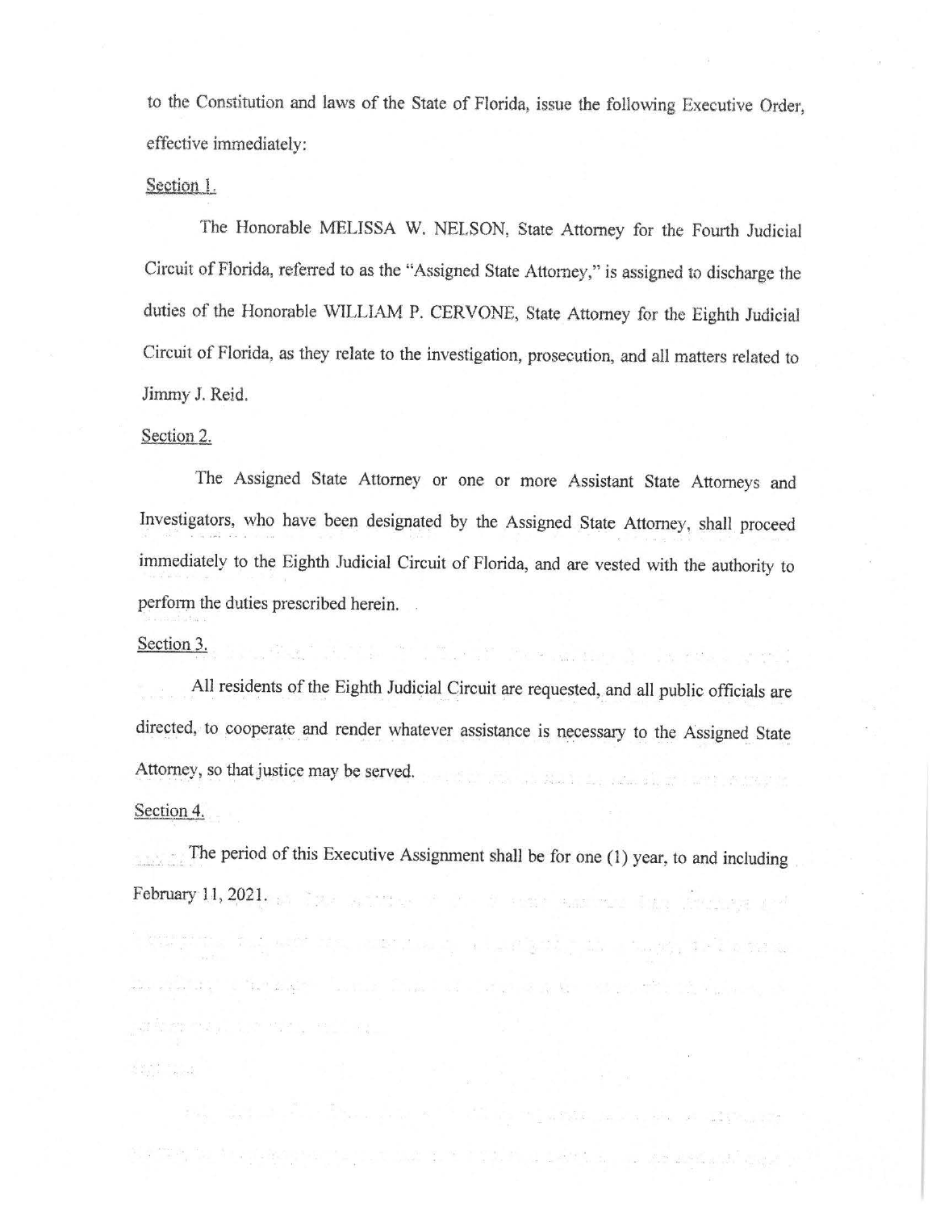to the Constitution and laws of the State of Florida, issue the following Executive Order, effective immediately:

Section 1.

The Honorable MELISSA W. NELSON, State Attorney for the Fourth Judicial Circuit of Florida, referred to as the "Assigned State Attorney," is assigned to discharge the duties of the Honorable WILLIAM P. CERVONE, State Attorney for the Eighth Judicial Circuit of Florida, as they relate to the investigation, prosecution, and all matters related to Jimmy J. Reid.

Section 2.

The Assigned State Attorney or one or more Assistant State Attorneys and Investigators, who have been designated by the Assigned State Attorney, shall proceed immediately to the Eighth Judicial Circuit of Florida, and are vested with the authority to perform the duties prescribed herein.

Section 3.

All residents of the Eighth Judicial Circuit are requested, and all public officials are directed, to cooperate and render whatever assistance is necessary to the Assigned State Attorney, so that justice may be served.

Section 4.

The period of this Executive Assignment shall be for one (1) year, to and including February 11, 2021.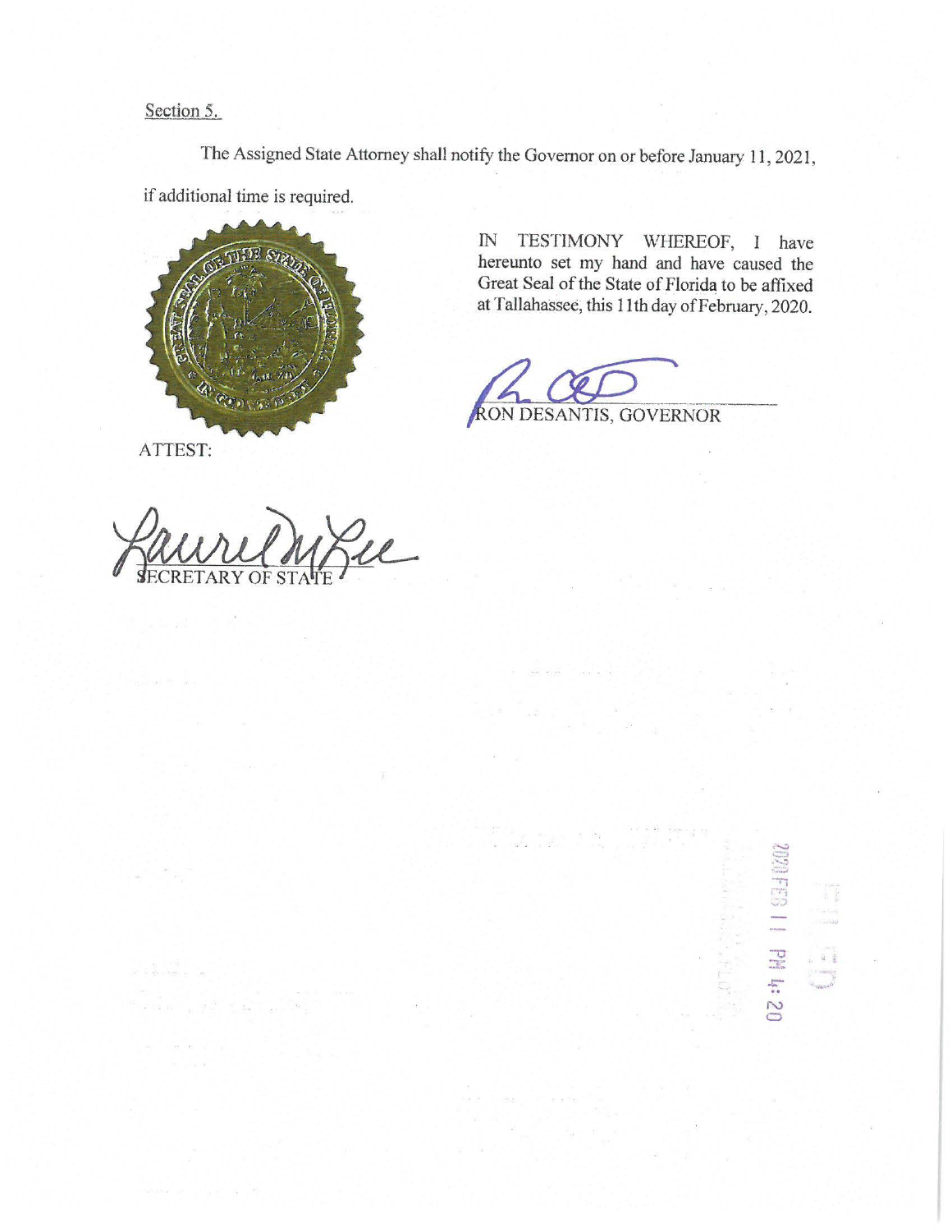Section 5.

The Assigned State Attorney shall notify the Governor on or before January 11, 2021, if additional time is required.

IN TESTIMONY WHEREOF, I have hereunto set my hand and have caused the Great Seal of the State of Florida to be affixed at Tallahassee, this 11th day of February, 2020.

RON DESANTIS, GOVERNOR

ATTEST:

SECRETARY OF STATE

FILED

2020 FEB 11 PM 4:20